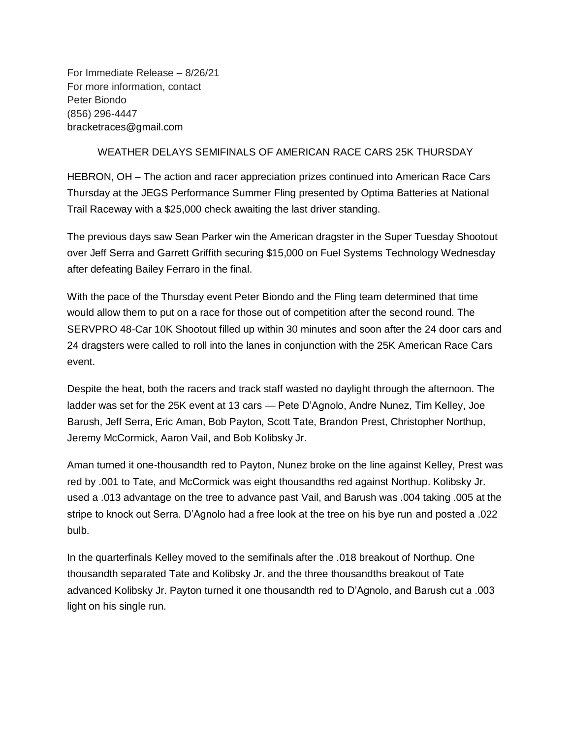For Immediate Release – 8/26/21
For more information, contact
Peter Biondo
(856) 296-4447
bracketraces@gmail.com

## WEATHER DELAYS SEMIFINALS OF AMERICAN RACE CARS 25K THURSDAY

HEBRON, OH – The action and racer appreciation prizes continued into American Race Cars Thursday at the JEGS Performance Summer Fling presented by Optima Batteries at National Trail Raceway with a $25,000 check awaiting the last driver standing.

The previous days saw Sean Parker win the American dragster in the Super Tuesday Shootout over Jeff Serra and Garrett Griffith securing $15,000 on Fuel Systems Technology Wednesday after defeating Bailey Ferraro in the final.

With the pace of the Thursday event Peter Biondo and the Fling team determined that time would allow them to put on a race for those out of competition after the second round. The SERVPRO 48-Car 10K Shootout filled up within 30 minutes and soon after the 24 door cars and 24 dragsters were called to roll into the lanes in conjunction with the 25K American Race Cars event.

Despite the heat, both the racers and track staff wasted no daylight through the afternoon. The ladder was set for the 25K event at 13 cars — Pete D'Agnolo, Andre Nunez, Tim Kelley, Joe Barush, Jeff Serra, Eric Aman, Bob Payton, Scott Tate, Brandon Prest, Christopher Northup, Jeremy McCormick, Aaron Vail, and Bob Kolibsky Jr.

Aman turned it one-thousandth red to Payton, Nunez broke on the line against Kelley, Prest was red by .001 to Tate, and McCormick was eight thousandths red against Northup. Kolibsky Jr. used a .013 advantage on the tree to advance past Vail, and Barush was .004 taking .005 at the stripe to knock out Serra. D'Agnolo had a free look at the tree on his bye run and posted a .022 bulb.

In the quarterfinals Kelley moved to the semifinals after the .018 breakout of Northup. One thousandth separated Tate and Kolibsky Jr. and the three thousandths breakout of Tate advanced Kolibsky Jr. Payton turned it one thousandth red to D'Agnolo, and Barush cut a .003 light on his single run.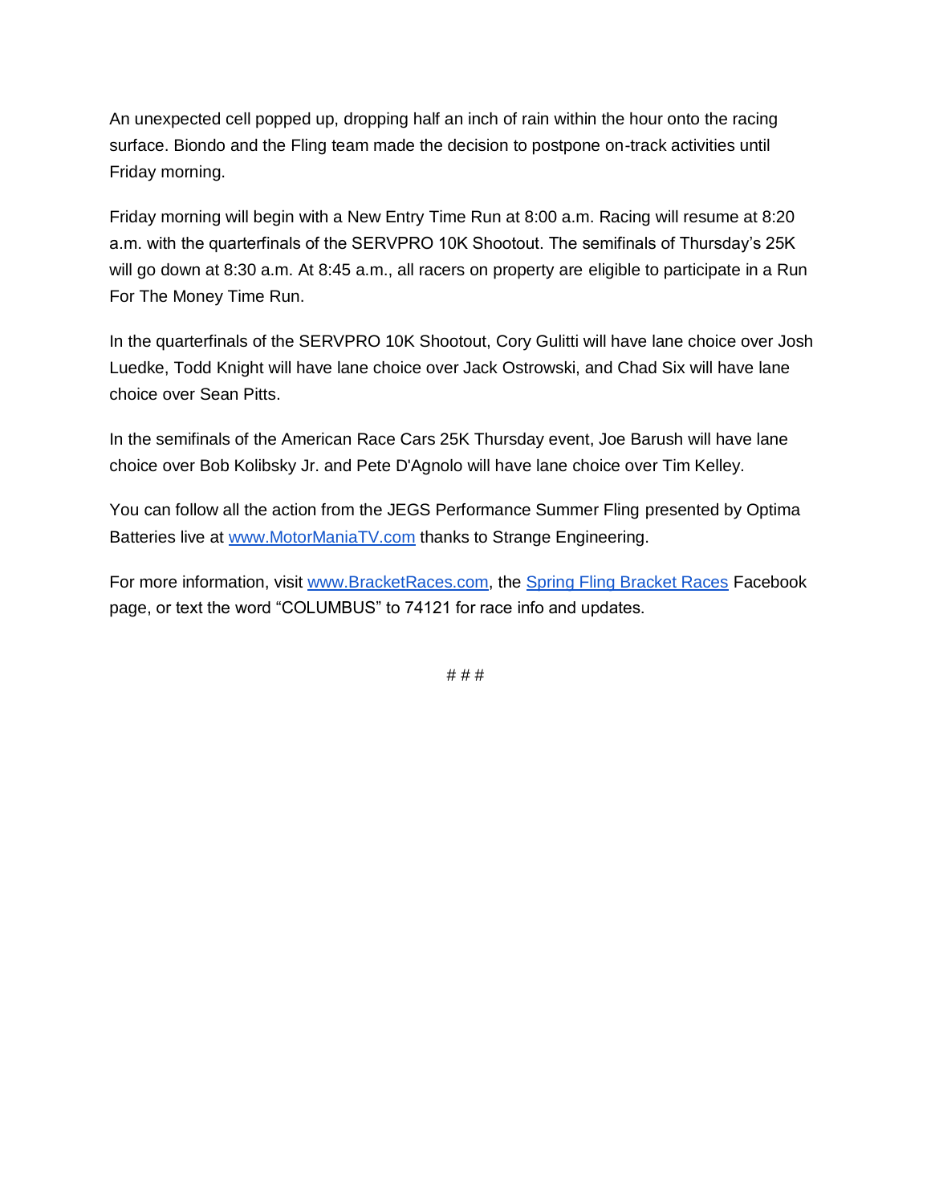An unexpected cell popped up, dropping half an inch of rain within the hour onto the racing surface. Biondo and the Fling team made the decision to postpone on-track activities until Friday morning.

Friday morning will begin with a New Entry Time Run at 8:00 a.m. Racing will resume at 8:20 a.m. with the quarterfinals of the SERVPRO 10K Shootout. The semifinals of Thursday's 25K will go down at 8:30 a.m. At 8:45 a.m., all racers on property are eligible to participate in a Run For The Money Time Run.

In the quarterfinals of the SERVPRO 10K Shootout, Cory Gulitti will have lane choice over Josh Luedke, Todd Knight will have lane choice over Jack Ostrowski, and Chad Six will have lane choice over Sean Pitts.

In the semifinals of the American Race Cars 25K Thursday event, Joe Barush will have lane choice over Bob Kolibsky Jr. and Pete D'Agnolo will have lane choice over Tim Kelley.

You can follow all the action from the JEGS Performance Summer Fling presented by Optima Batteries live at [www.MotorManiaTV.com](http://www.MotorManiaTV.com) thanks to Strange Engineering.

For more information, visit [www.BracketRaces.com](http://www.BracketRaces.com), the [Spring Fling Bracket Races](#) Facebook page, or text the word "COLUMBUS" to 74121 for race info and updates.

# # #